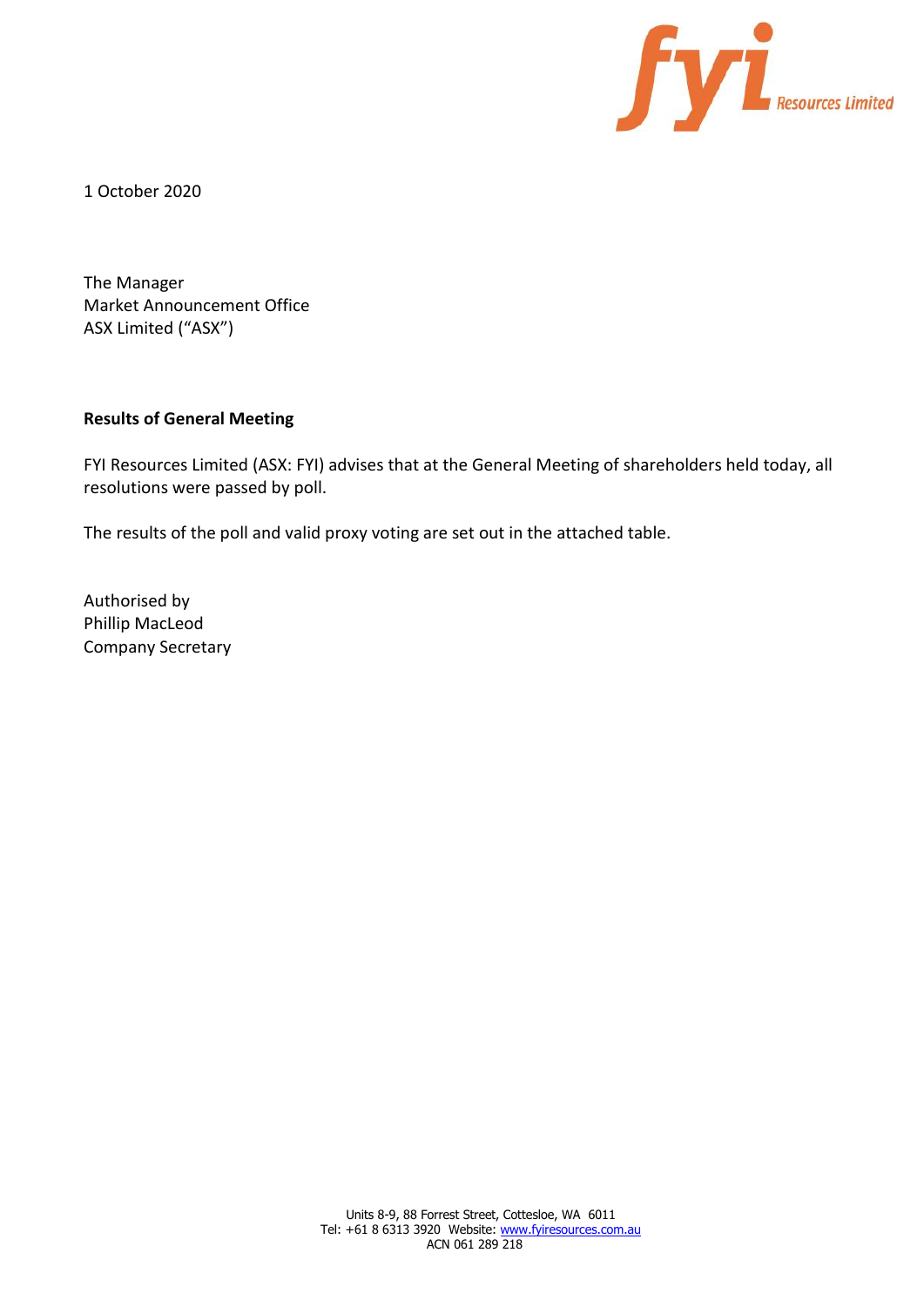1 October 2020

The Manager
Market Announcement Office
ASX Limited ("ASX")

**Results of General Meeting**

FYI Resources Limited (ASX: FYI) advises that at the General Meeting of shareholders held today, all resolutions were passed by poll.

The results of the poll and valid proxy voting are set out in the attached table.

Authorised by
Phillip MacLeod
Company Secretary

Units 8-9, 88 Forrest Street, Cottesloe, WA 6011
Tel: +61 8 6313 3920 Website: www.fyiresources.com.au
ACN 061 289 218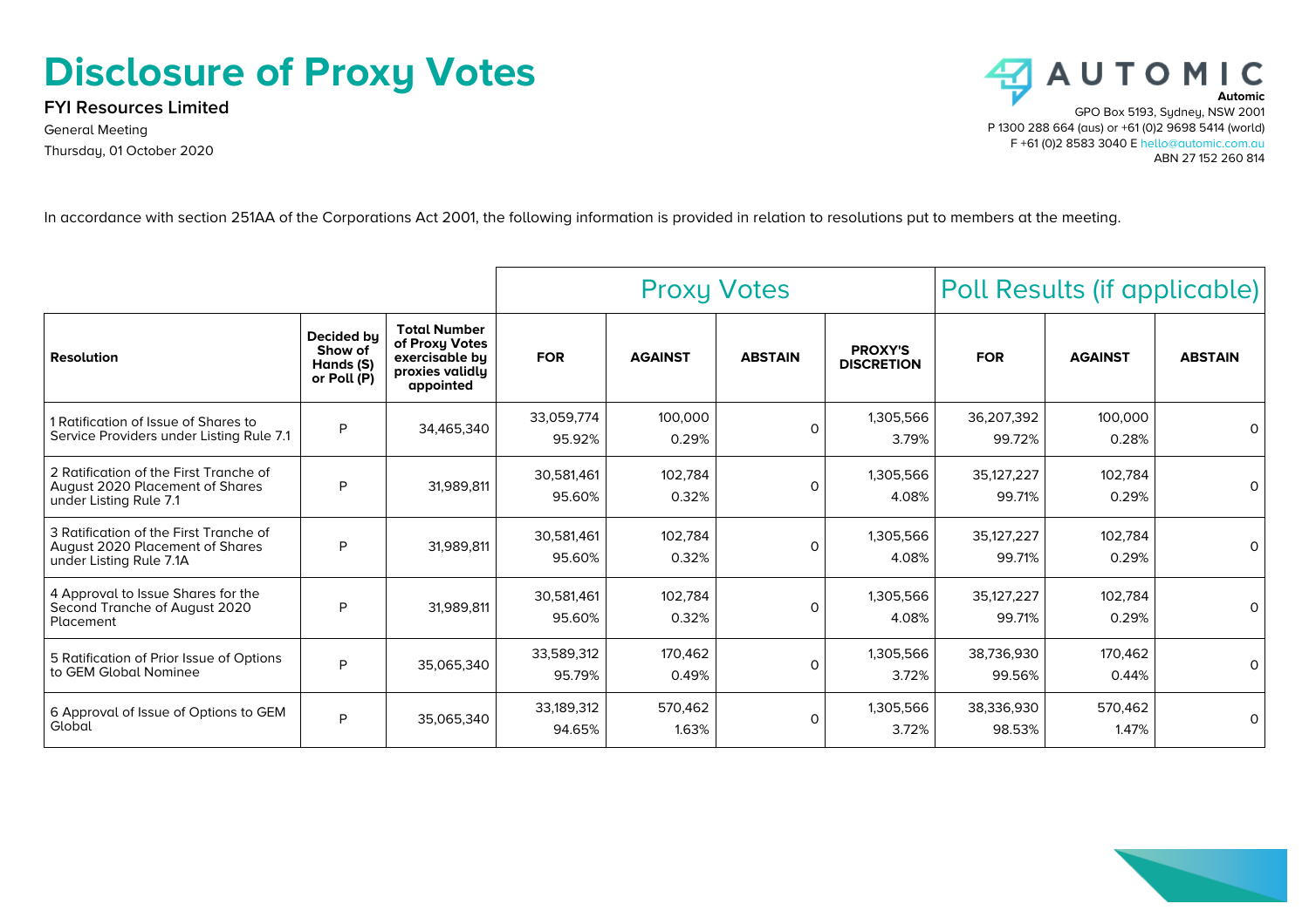# Disclosure of Proxy Votes

**FYI Resources Limited**

General Meeting

Thursday, 01 October 2020

**Automic**

GPO Box 5193, Sydney, NSW 2001

P 1300 288 664 (aus) or +61 (0)2 9698 5414 (world)

F +61 (0)2 8583 3040 E hello@automic.com.au

ABN 27 152 260 814

In accordance with section 251AA of the Corporations Act 2001, the following information is provided in relation to resolutions put to members at the meeting.

| | | | Proxy Votes | | | | Poll Results (if applicable) | | |
|---|---|---|---|---|---|---|---|---|---|
| **Resolution** | **Decided by Show of Hands (S) or Poll (P)** | **Total Number of Proxy Votes exercisable by proxies validly appointed** | **FOR** | **AGAINST** | **ABSTAIN** | **PROXY'S DISCRETION** | **FOR** | **AGAINST** | **ABSTAIN** |
| 1 Ratification of Issue of Shares to Service Providers under Listing Rule 7.1 | P | 34,465,340 | 33,059,774 95.92% | 100,000 0.29% | 0 | 1,305,566 3.79% | 36,207,392 99.72% | 100,000 0.28% | 0 |
| 2 Ratification of the First Tranche of August 2020 Placement of Shares under Listing Rule 7.1 | P | 31,989,811 | 30,581,461 95.60% | 102,784 0.32% | 0 | 1,305,566 4.08% | 35,127,227 99.71% | 102,784 0.29% | 0 |
| 3 Ratification of the First Tranche of August 2020 Placement of Shares under Listing Rule 7.1A | P | 31,989,811 | 30,581,461 95.60% | 102,784 0.32% | 0 | 1,305,566 4.08% | 35,127,227 99.71% | 102,784 0.29% | 0 |
| 4 Approval to Issue Shares for the Second Tranche of August 2020 Placement | P | 31,989,811 | 30,581,461 95.60% | 102,784 0.32% | 0 | 1,305,566 4.08% | 35,127,227 99.71% | 102,784 0.29% | 0 |
| 5 Ratification of Prior Issue of Options to GEM Global Nominee | P | 35,065,340 | 33,589,312 95.79% | 170,462 0.49% | 0 | 1,305,566 3.72% | 38,736,930 99.56% | 170,462 0.44% | 0 |
| 6 Approval of Issue of Options to GEM Global | P | 35,065,340 | 33,189,312 94.65% | 570,462 1.63% | 0 | 1,305,566 3.72% | 38,336,930 98.53% | 570,462 1.47% | 0 |